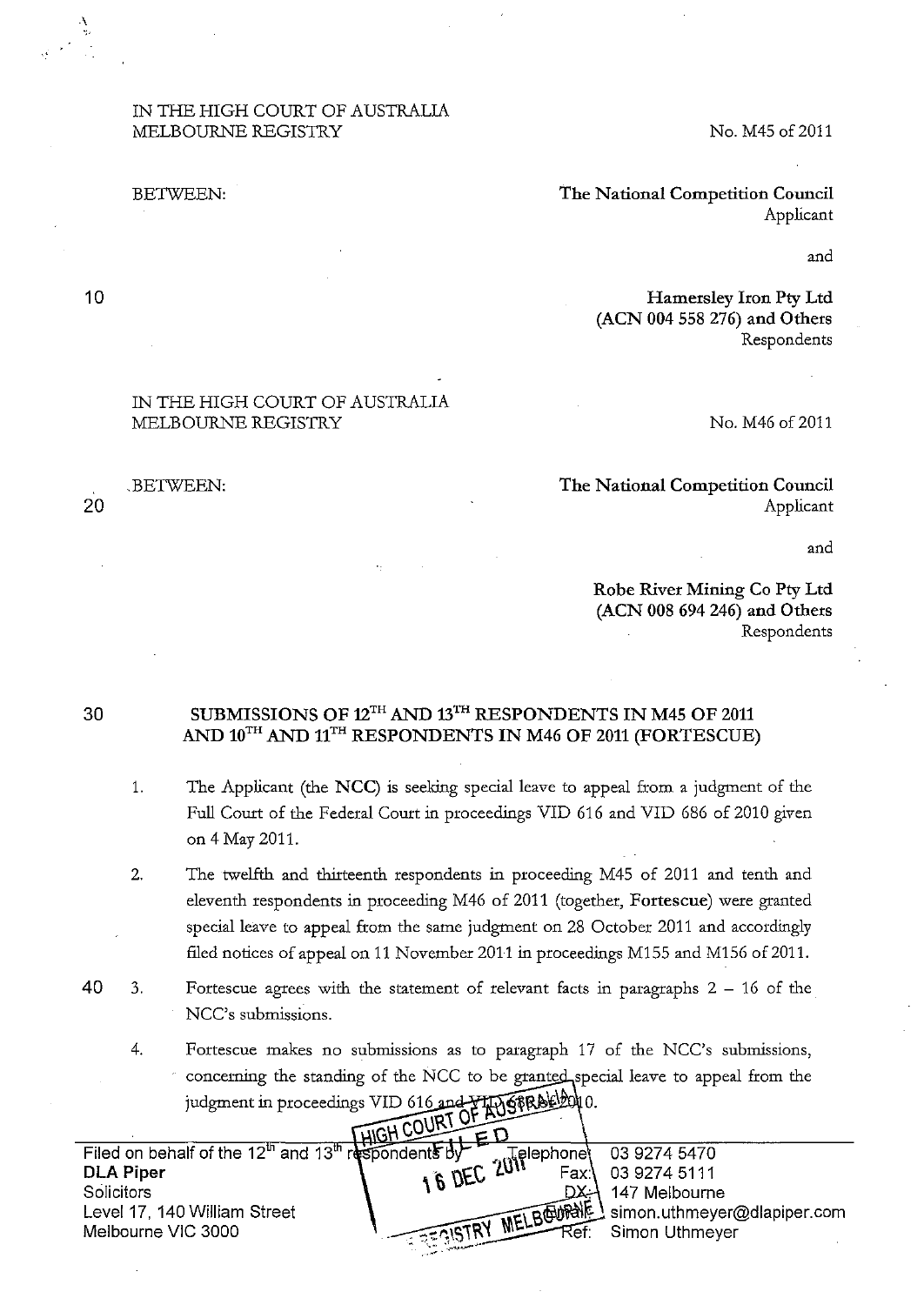IN THE HIGH COURT OF AUSTRALIA
MELBOURNE REGISTRY

No. M45 of 2011

BETWEEN:

**The National Competition Council**
Applicant

and

**Hamersley Iron Pty Ltd**
**(ACN 004 558 276) and Others**
Respondents

IN THE HIGH COURT OF AUSTRALIA
MELBOURNE REGISTRY

No. M46 of 2011

BETWEEN:

**The National Competition Council**
Applicant

and

**Robe River Mining Co Pty Ltd**
**(ACN 008 694 246) and Others**
Respondents

## SUBMISSIONS OF 12TH AND 13TH RESPONDENTS IN M45 OF 2011 AND 10TH AND 11TH RESPONDENTS IN M46 OF 2011 (FORTESCUE)

1. The Applicant (the **NCC**) is seeking special leave to appeal from a judgment of the Full Court of the Federal Court in proceedings VID 616 and VID 686 of 2010 given on 4 May 2011.

2. The twelfth and thirteenth respondents in proceeding M45 of 2011 and tenth and eleventh respondents in proceeding M46 of 2011 (together, **Fortescue**) were granted special leave to appeal from the same judgment on 28 October 2011 and accordingly filed notices of appeal on 11 November 2011 in proceedings M155 and M156 of 2011.

3. Fortescue agrees with the statement of relevant facts in paragraphs 2 – 16 of the NCC's submissions.

4. Fortescue makes no submissions as to paragraph 17 of the NCC's submissions, concerning the standing of the NCC to be granted special leave to appeal from the judgment in proceedings VID 616 and VID 686 of 2010.

Filed on behalf of the 12th and 13th respondents by
**DLA Piper**
Solicitors
Level 17, 140 William Street
Melbourne VIC 3000

Telephone: 03 9274 5470
Fax: 03 9274 5111
DX: 147 Melbourne
Email: simon.uthmeyer@dlapiper.com
Ref: Simon Uthmeyer

HIGH COURT OF AUSTRALIA
FILED
16 DEC 2011
REGISTRY MELBOURNE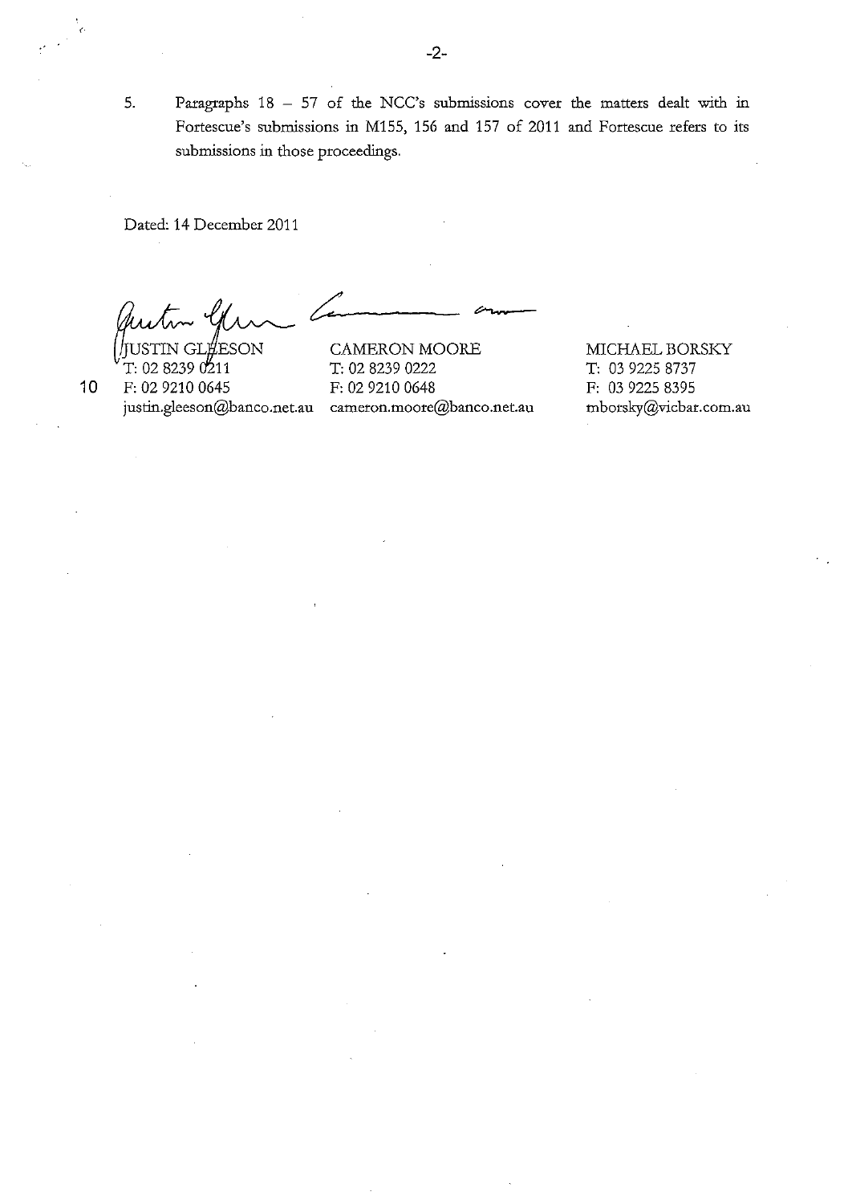5. Paragraphs 18 – 57 of the NCC's submissions cover the matters dealt with in Fortescue's submissions in M155, 156 and 157 of 2011 and Fortescue refers to its submissions in those proceedings.

Dated: 14 December 2011

| | | |
|---|---|---|
| JUSTIN GLEESON | CAMERON MOORE | MICHAEL BORSKY |
| T: 02 8239 0211 | T: 02 8239 0222 | T: 03 9225 8737 |
| F: 02 9210 0645 | F: 02 9210 0648 | F: 03 9225 8395 |
| justin.gleeson@banco.net.au | cameron.moore@banco.net.au | mborsky@vicbar.com.au |